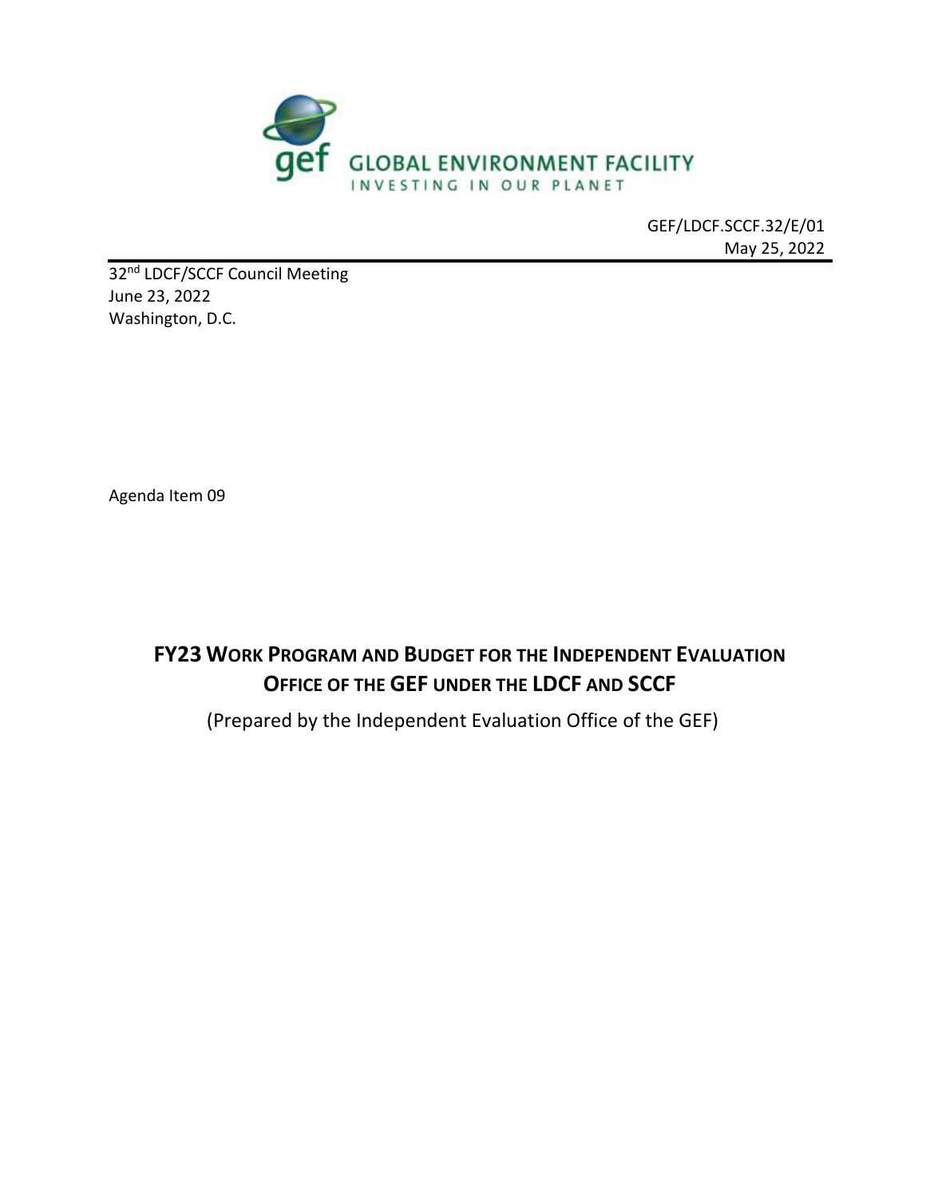GLOBAL ENVIRONMENT FACILITY
INVESTING IN OUR PLANET

GEF/LDCF.SCCF.32/E/01
May 25, 2022

32nd LDCF/SCCF Council Meeting
June 23, 2022
Washington, D.C.

Agenda Item 09

# FY23 Work Program and Budget for the Independent Evaluation Office of the GEF under the LDCF and SCCF

(Prepared by the Independent Evaluation Office of the GEF)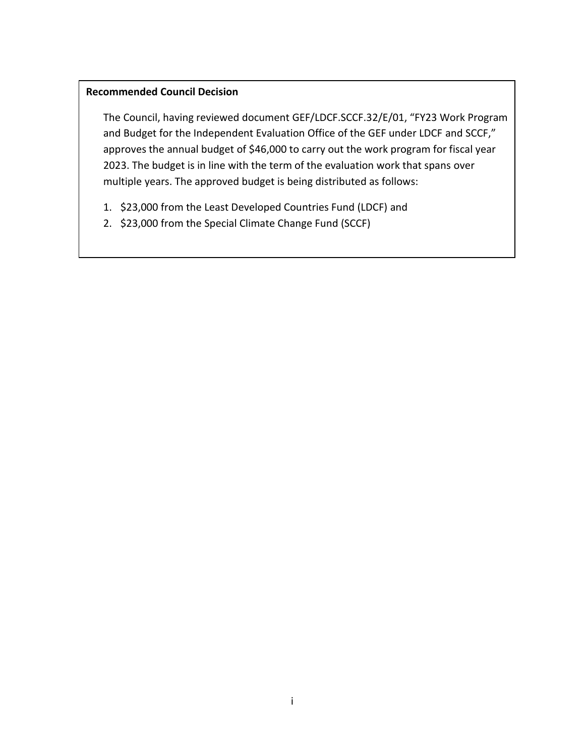**Recommended Council Decision**

The Council, having reviewed document GEF/LDCF.SCCF.32/E/01, "FY23 Work Program and Budget for the Independent Evaluation Office of the GEF under LDCF and SCCF," approves the annual budget of $46,000 to carry out the work program for fiscal year 2023. The budget is in line with the term of the evaluation work that spans over multiple years. The approved budget is being distributed as follows:

1. $23,000 from the Least Developed Countries Fund (LDCF) and
2. $23,000 from the Special Climate Change Fund (SCCF)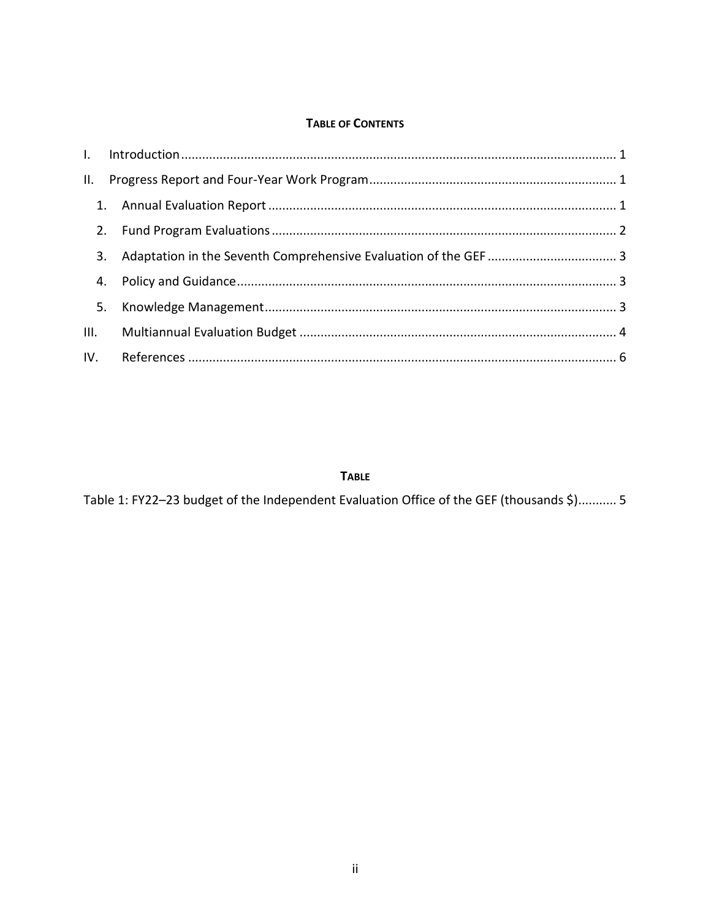**TABLE OF CONTENTS**

I. Introduction ........................................................................................................................ 1

II. Progress Report and Four-Year Work Program ..................................................................... 1

1. Annual Evaluation Report ................................................................................................. 1

2. Fund Program Evaluations ................................................................................................ 2

3. Adaptation in the Seventh Comprehensive Evaluation of the GEF ..................................... 3

4. Policy and Guidance .......................................................................................................... 3

5. Knowledge Management ................................................................................................... 3

III. Multiannual Evaluation Budget .......................................................................................... 4

IV. References ......................................................................................................................... 6

**TABLE**

Table 1: FY22–23 budget of the Independent Evaluation Office of the GEF (thousands $)........... 5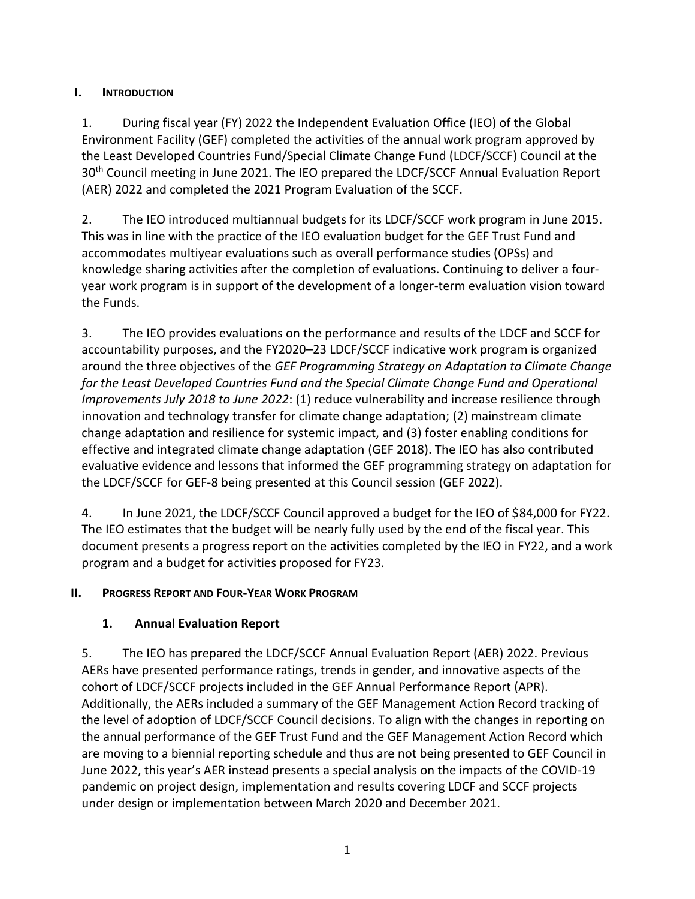## I. INTRODUCTION

1. During fiscal year (FY) 2022 the Independent Evaluation Office (IEO) of the Global Environment Facility (GEF) completed the activities of the annual work program approved by the Least Developed Countries Fund/Special Climate Change Fund (LDCF/SCCF) Council at the 30th Council meeting in June 2021. The IEO prepared the LDCF/SCCF Annual Evaluation Report (AER) 2022 and completed the 2021 Program Evaluation of the SCCF.

2. The IEO introduced multiannual budgets for its LDCF/SCCF work program in June 2015. This was in line with the practice of the IEO evaluation budget for the GEF Trust Fund and accommodates multiyear evaluations such as overall performance studies (OPSs) and knowledge sharing activities after the completion of evaluations. Continuing to deliver a four-year work program is in support of the development of a longer-term evaluation vision toward the Funds.

3. The IEO provides evaluations on the performance and results of the LDCF and SCCF for accountability purposes, and the FY2020–23 LDCF/SCCF indicative work program is organized around the three objectives of the *GEF Programming Strategy on Adaptation to Climate Change for the Least Developed Countries Fund and the Special Climate Change Fund and Operational Improvements July 2018 to June 2022*: (1) reduce vulnerability and increase resilience through innovation and technology transfer for climate change adaptation; (2) mainstream climate change adaptation and resilience for systemic impact, and (3) foster enabling conditions for effective and integrated climate change adaptation (GEF 2018). The IEO has also contributed evaluative evidence and lessons that informed the GEF programming strategy on adaptation for the LDCF/SCCF for GEF-8 being presented at this Council session (GEF 2022).

4. In June 2021, the LDCF/SCCF Council approved a budget for the IEO of $84,000 for FY22. The IEO estimates that the budget will be nearly fully used by the end of the fiscal year. This document presents a progress report on the activities completed by the IEO in FY22, and a work program and a budget for activities proposed for FY23.

## II. PROGRESS REPORT AND FOUR-YEAR WORK PROGRAM

### 1. Annual Evaluation Report

5. The IEO has prepared the LDCF/SCCF Annual Evaluation Report (AER) 2022. Previous AERs have presented performance ratings, trends in gender, and innovative aspects of the cohort of LDCF/SCCF projects included in the GEF Annual Performance Report (APR). Additionally, the AERs included a summary of the GEF Management Action Record tracking of the level of adoption of LDCF/SCCF Council decisions. To align with the changes in reporting on the annual performance of the GEF Trust Fund and the GEF Management Action Record which are moving to a biennial reporting schedule and thus are not being presented to GEF Council in June 2022, this year's AER instead presents a special analysis on the impacts of the COVID-19 pandemic on project design, implementation and results covering LDCF and SCCF projects under design or implementation between March 2020 and December 2021.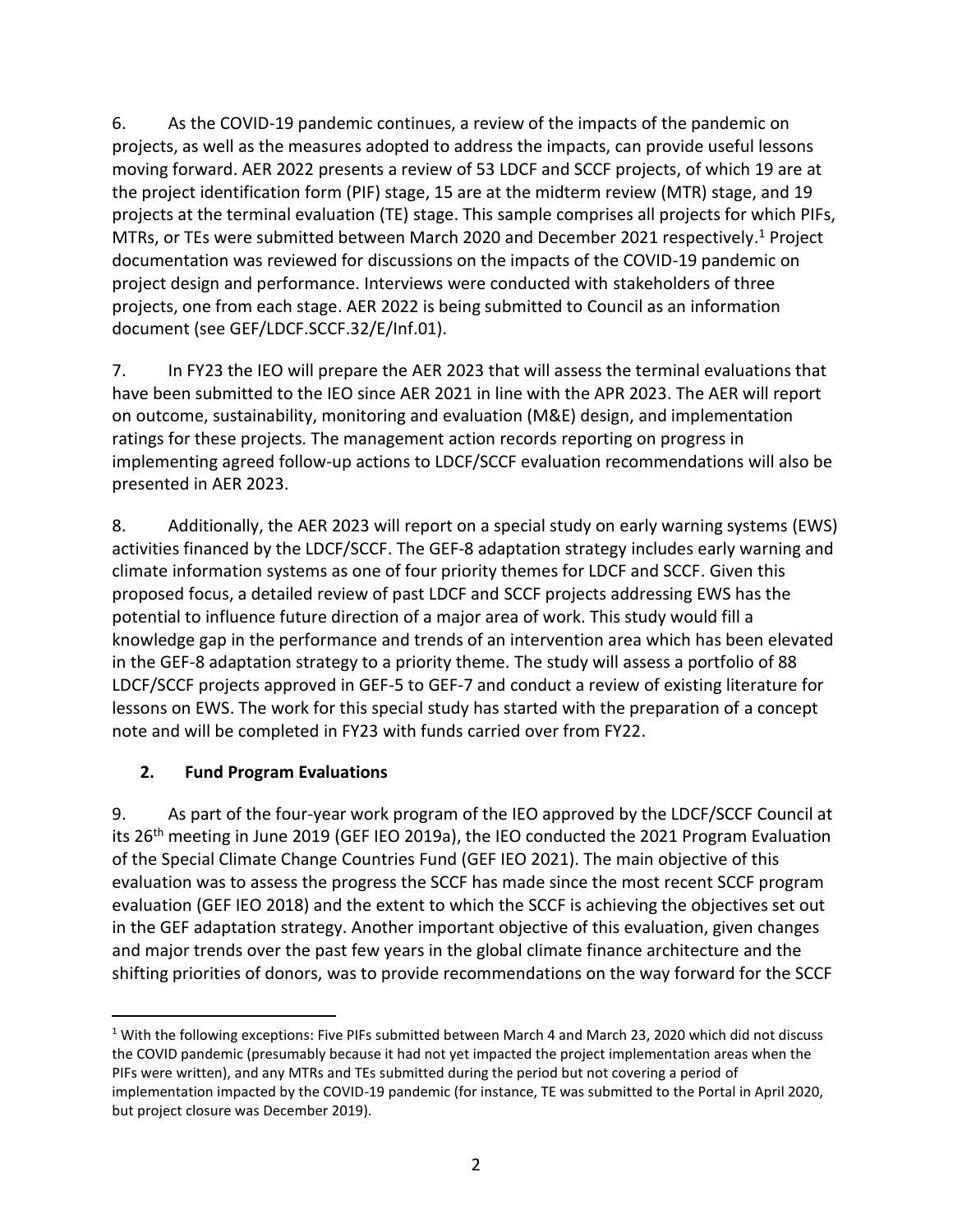6. As the COVID-19 pandemic continues, a review of the impacts of the pandemic on projects, as well as the measures adopted to address the impacts, can provide useful lessons moving forward. AER 2022 presents a review of 53 LDCF and SCCF projects, of which 19 are at the project identification form (PIF) stage, 15 are at the midterm review (MTR) stage, and 19 projects at the terminal evaluation (TE) stage. This sample comprises all projects for which PIFs, MTRs, or TEs were submitted between March 2020 and December 2021 respectively.[1] Project documentation was reviewed for discussions on the impacts of the COVID-19 pandemic on project design and performance. Interviews were conducted with stakeholders of three projects, one from each stage. AER 2022 is being submitted to Council as an information document (see GEF/LDCF.SCCF.32/E/Inf.01).

7. In FY23 the IEO will prepare the AER 2023 that will assess the terminal evaluations that have been submitted to the IEO since AER 2021 in line with the APR 2023. The AER will report on outcome, sustainability, monitoring and evaluation (M&E) design, and implementation ratings for these projects. The management action records reporting on progress in implementing agreed follow-up actions to LDCF/SCCF evaluation recommendations will also be presented in AER 2023.

8. Additionally, the AER 2023 will report on a special study on early warning systems (EWS) activities financed by the LDCF/SCCF. The GEF-8 adaptation strategy includes early warning and climate information systems as one of four priority themes for LDCF and SCCF. Given this proposed focus, a detailed review of past LDCF and SCCF projects addressing EWS has the potential to influence future direction of a major area of work. This study would fill a knowledge gap in the performance and trends of an intervention area which has been elevated in the GEF-8 adaptation strategy to a priority theme. The study will assess a portfolio of 88 LDCF/SCCF projects approved in GEF-5 to GEF-7 and conduct a review of existing literature for lessons on EWS. The work for this special study has started with the preparation of a concept note and will be completed in FY23 with funds carried over from FY22.

## 2. Fund Program Evaluations

9. As part of the four-year work program of the IEO approved by the LDCF/SCCF Council at its 26th meeting in June 2019 (GEF IEO 2019a), the IEO conducted the 2021 Program Evaluation of the Special Climate Change Countries Fund (GEF IEO 2021). The main objective of this evaluation was to assess the progress the SCCF has made since the most recent SCCF program evaluation (GEF IEO 2018) and the extent to which the SCCF is achieving the objectives set out in the GEF adaptation strategy. Another important objective of this evaluation, given changes and major trends over the past few years in the global climate finance architecture and the shifting priorities of donors, was to provide recommendations on the way forward for the SCCF

[1] With the following exceptions: Five PIFs submitted between March 4 and March 23, 2020 which did not discuss the COVID pandemic (presumably because it had not yet impacted the project implementation areas when the PIFs were written), and any MTRs and TEs submitted during the period but not covering a period of implementation impacted by the COVID-19 pandemic (for instance, TE was submitted to the Portal in April 2020, but project closure was December 2019).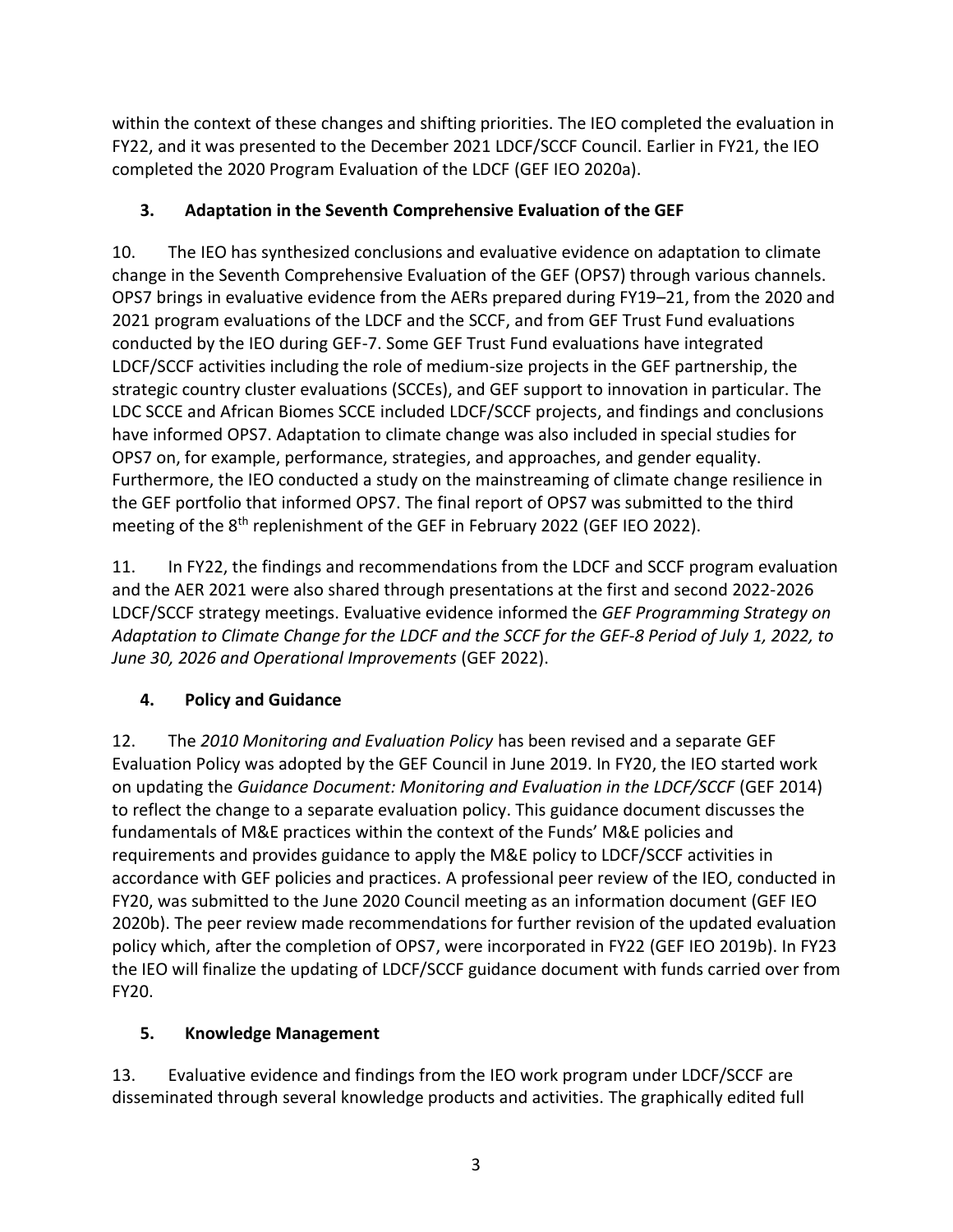within the context of these changes and shifting priorities. The IEO completed the evaluation in FY22, and it was presented to the December 2021 LDCF/SCCF Council. Earlier in FY21, the IEO completed the 2020 Program Evaluation of the LDCF (GEF IEO 2020a).

## 3. Adaptation in the Seventh Comprehensive Evaluation of the GEF

10. The IEO has synthesized conclusions and evaluative evidence on adaptation to climate change in the Seventh Comprehensive Evaluation of the GEF (OPS7) through various channels. OPS7 brings in evaluative evidence from the AERs prepared during FY19–21, from the 2020 and 2021 program evaluations of the LDCF and the SCCF, and from GEF Trust Fund evaluations conducted by the IEO during GEF-7. Some GEF Trust Fund evaluations have integrated LDCF/SCCF activities including the role of medium-size projects in the GEF partnership, the strategic country cluster evaluations (SCCEs), and GEF support to innovation in particular. The LDC SCCE and African Biomes SCCE included LDCF/SCCF projects, and findings and conclusions have informed OPS7. Adaptation to climate change was also included in special studies for OPS7 on, for example, performance, strategies, and approaches, and gender equality. Furthermore, the IEO conducted a study on the mainstreaming of climate change resilience in the GEF portfolio that informed OPS7. The final report of OPS7 was submitted to the third meeting of the 8th replenishment of the GEF in February 2022 (GEF IEO 2022).

11. In FY22, the findings and recommendations from the LDCF and SCCF program evaluation and the AER 2021 were also shared through presentations at the first and second 2022-2026 LDCF/SCCF strategy meetings. Evaluative evidence informed the *GEF Programming Strategy on Adaptation to Climate Change for the LDCF and the SCCF for the GEF-8 Period of July 1, 2022, to June 30, 2026 and Operational Improvements* (GEF 2022).

## 4. Policy and Guidance

12. The *2010 Monitoring and Evaluation Policy* has been revised and a separate GEF Evaluation Policy was adopted by the GEF Council in June 2019. In FY20, the IEO started work on updating the *Guidance Document: Monitoring and Evaluation in the LDCF/SCCF* (GEF 2014) to reflect the change to a separate evaluation policy. This guidance document discusses the fundamentals of M&E practices within the context of the Funds' M&E policies and requirements and provides guidance to apply the M&E policy to LDCF/SCCF activities in accordance with GEF policies and practices. A professional peer review of the IEO, conducted in FY20, was submitted to the June 2020 Council meeting as an information document (GEF IEO 2020b). The peer review made recommendations for further revision of the updated evaluation policy which, after the completion of OPS7, were incorporated in FY22 (GEF IEO 2019b). In FY23 the IEO will finalize the updating of LDCF/SCCF guidance document with funds carried over from FY20.

## 5. Knowledge Management

13. Evaluative evidence and findings from the IEO work program under LDCF/SCCF are disseminated through several knowledge products and activities. The graphically edited full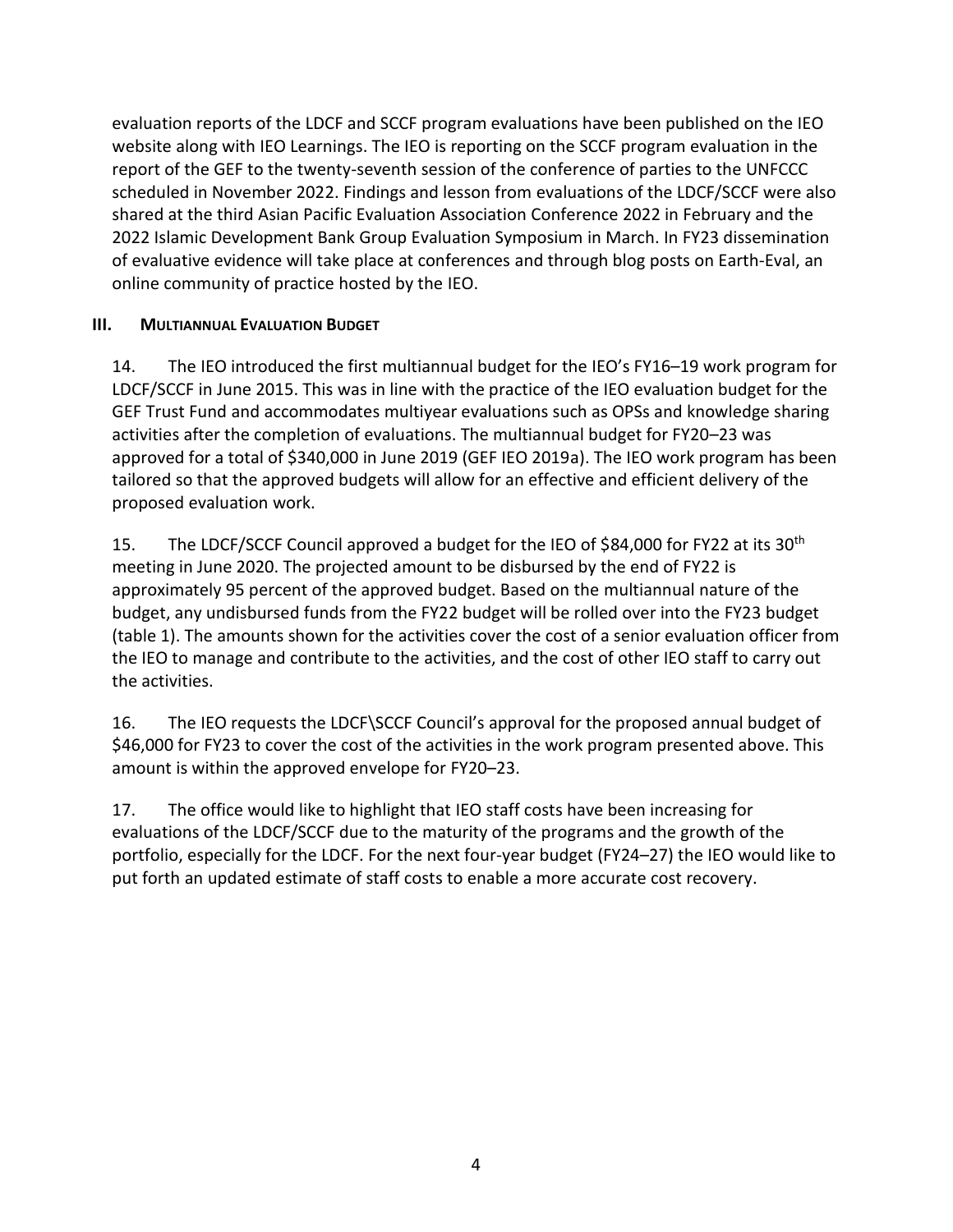evaluation reports of the LDCF and SCCF program evaluations have been published on the IEO website along with IEO Learnings. The IEO is reporting on the SCCF program evaluation in the report of the GEF to the twenty-seventh session of the conference of parties to the UNFCCC scheduled in November 2022. Findings and lesson from evaluations of the LDCF/SCCF were also shared at the third Asian Pacific Evaluation Association Conference 2022 in February and the 2022 Islamic Development Bank Group Evaluation Symposium in March. In FY23 dissemination of evaluative evidence will take place at conferences and through blog posts on Earth-Eval, an online community of practice hosted by the IEO.

## III. Multiannual Evaluation Budget

14. The IEO introduced the first multiannual budget for the IEO's FY16–19 work program for LDCF/SCCF in June 2015. This was in line with the practice of the IEO evaluation budget for the GEF Trust Fund and accommodates multiyear evaluations such as OPSs and knowledge sharing activities after the completion of evaluations. The multiannual budget for FY20–23 was approved for a total of $340,000 in June 2019 (GEF IEO 2019a). The IEO work program has been tailored so that the approved budgets will allow for an effective and efficient delivery of the proposed evaluation work.

15. The LDCF/SCCF Council approved a budget for the IEO of $84,000 for FY22 at its 30th meeting in June 2020. The projected amount to be disbursed by the end of FY22 is approximately 95 percent of the approved budget. Based on the multiannual nature of the budget, any undisbursed funds from the FY22 budget will be rolled over into the FY23 budget (table 1). The amounts shown for the activities cover the cost of a senior evaluation officer from the IEO to manage and contribute to the activities, and the cost of other IEO staff to carry out the activities.

16. The IEO requests the LDCF\SCCF Council's approval for the proposed annual budget of $46,000 for FY23 to cover the cost of the activities in the work program presented above. This amount is within the approved envelope for FY20–23.

17. The office would like to highlight that IEO staff costs have been increasing for evaluations of the LDCF/SCCF due to the maturity of the programs and the growth of the portfolio, especially for the LDCF. For the next four-year budget (FY24–27) the IEO would like to put forth an updated estimate of staff costs to enable a more accurate cost recovery.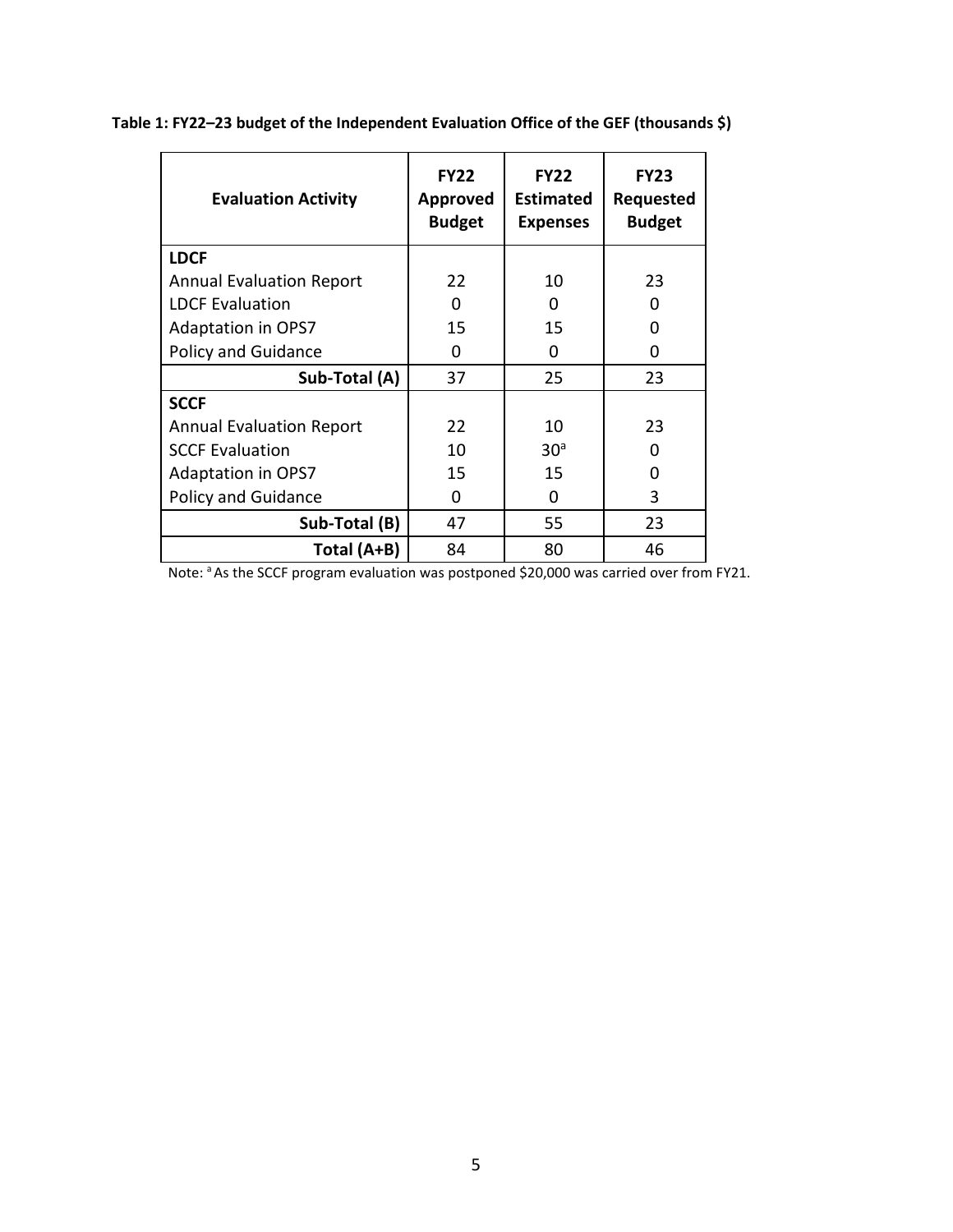**Table 1: FY22–23 budget of the Independent Evaluation Office of the GEF (thousands $)**

| Evaluation Activity | FY22 Approved Budget | FY22 Estimated Expenses | FY23 Requested Budget |
|---|---|---|---|
| **LDCF** | | | |
| Annual Evaluation Report | 22 | 10 | 23 |
| LDCF Evaluation | 0 | 0 | 0 |
| Adaptation in OPS7 | 15 | 15 | 0 |
| Policy and Guidance | 0 | 0 | 0 |
| **Sub-Total (A)** | 37 | 25 | 23 |
| **SCCF** | | | |
| Annual Evaluation Report | 22 | 10 | 23 |
| SCCF Evaluation | 10 | 30[a] | 0 |
| Adaptation in OPS7 | 15 | 15 | 0 |
| Policy and Guidance | 0 | 0 | 3 |
| **Sub-Total (B)** | 47 | 55 | 23 |
| **Total (A+B)** | 84 | 80 | 46 |

Note: [a] As the SCCF program evaluation was postponed $20,000 was carried over from FY21.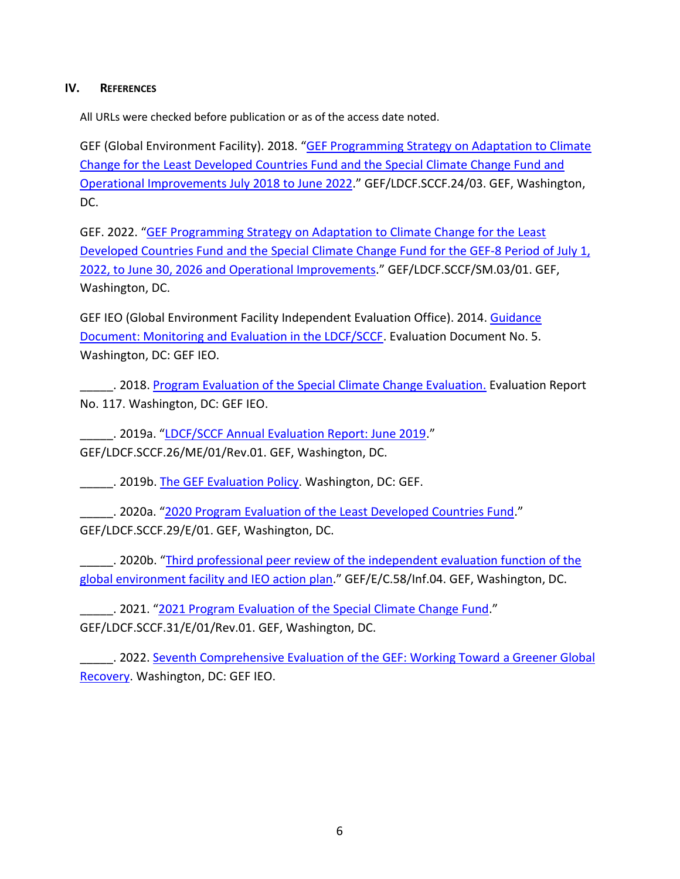## IV. References

All URLs were checked before publication or as of the access date noted.

GEF (Global Environment Facility). 2018. "GEF Programming Strategy on Adaptation to Climate Change for the Least Developed Countries Fund and the Special Climate Change Fund and Operational Improvements July 2018 to June 2022." GEF/LDCF.SCCF.24/03. GEF, Washington, DC.

GEF. 2022. "GEF Programming Strategy on Adaptation to Climate Change for the Least Developed Countries Fund and the Special Climate Change Fund for the GEF-8 Period of July 1, 2022, to June 30, 2026 and Operational Improvements." GEF/LDCF.SCCF/SM.03/01. GEF, Washington, DC.

GEF IEO (Global Environment Facility Independent Evaluation Office). 2014. Guidance Document: Monitoring and Evaluation in the LDCF/SCCF. Evaluation Document No. 5. Washington, DC: GEF IEO.

_____. 2018. Program Evaluation of the Special Climate Change Evaluation. Evaluation Report No. 117. Washington, DC: GEF IEO.

_____. 2019a. "LDCF/SCCF Annual Evaluation Report: June 2019." GEF/LDCF.SCCF.26/ME/01/Rev.01. GEF, Washington, DC.

_____. 2019b. The GEF Evaluation Policy. Washington, DC: GEF.

_____. 2020a. "2020 Program Evaluation of the Least Developed Countries Fund." GEF/LDCF.SCCF.29/E/01. GEF, Washington, DC.

_____. 2020b. "Third professional peer review of the independent evaluation function of the global environment facility and IEO action plan." GEF/E/C.58/Inf.04. GEF, Washington, DC.

_____. 2021. "2021 Program Evaluation of the Special Climate Change Fund." GEF/LDCF.SCCF.31/E/01/Rev.01. GEF, Washington, DC.

_____. 2022. Seventh Comprehensive Evaluation of the GEF: Working Toward a Greener Global Recovery. Washington, DC: GEF IEO.